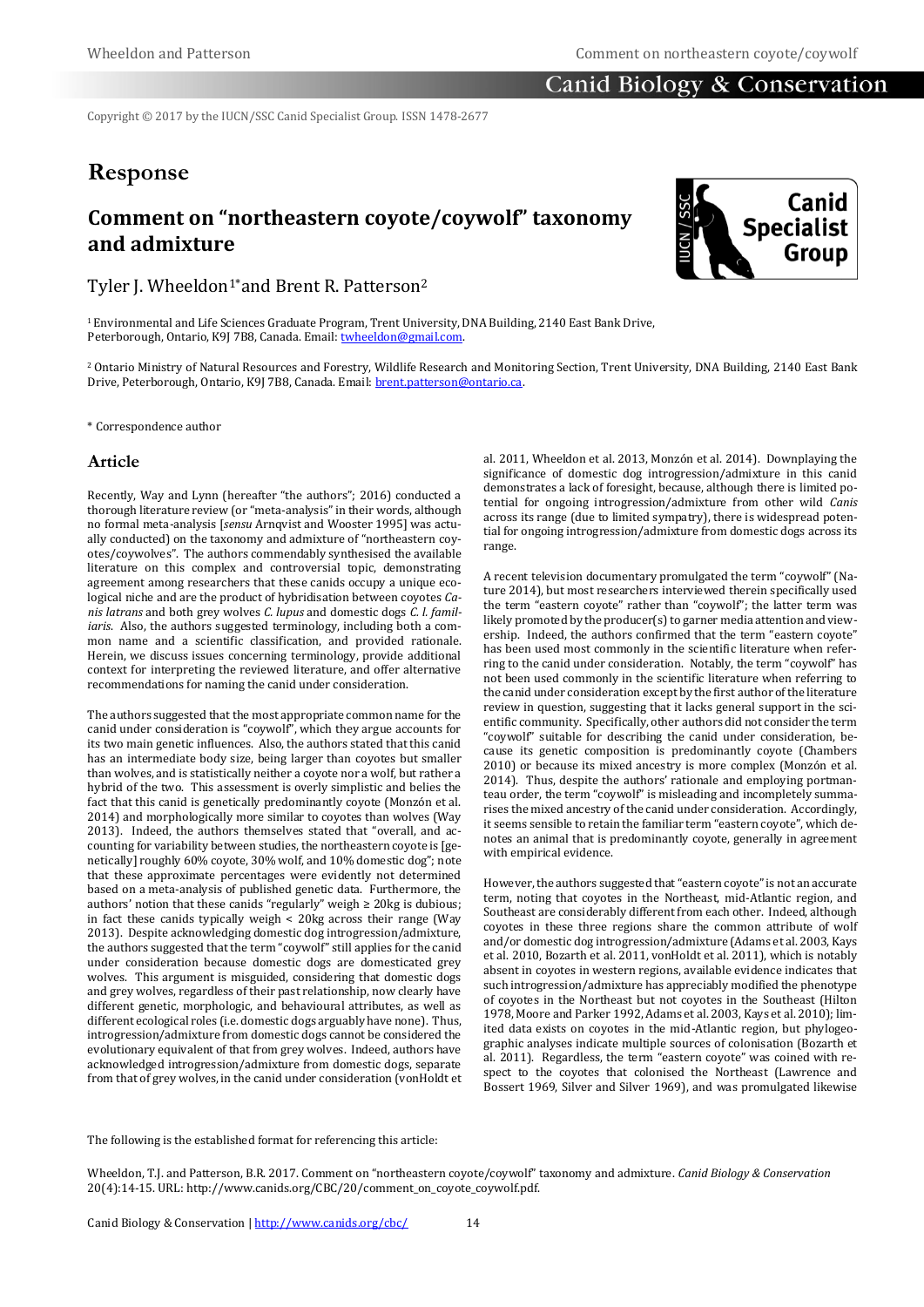Copyright © 2017 by the IUCN/SSC Canid Specialist Group. ISSN 1478-2677

# Response

## Comment on "northeastern coyote/coywolf" taxonomy and admixture

Tyler J. Wheeldon[1*] and Brent R. Patterson[2]

[1] Environmental and Life Sciences Graduate Program, Trent University, DNA Building, 2140 East Bank Drive, Peterborough, Ontario, K9J 7B8, Canada. Email: twheeldon@gmail.com.

[2] Ontario Ministry of Natural Resources and Forestry, Wildlife Research and Monitoring Section, Trent University, DNA Building, 2140 East Bank Drive, Peterborough, Ontario, K9J 7B8, Canada. Email: brent.patterson@ontario.ca.

\* Correspondence author

## Article

Recently, Way and Lynn (hereafter "the authors"; 2016) conducted a thorough literature review (or "meta-analysis" in their words, although no formal meta-analysis [*sensu* Arnqvist and Wooster 1995] was actually conducted) on the taxonomy and admixture of "northeastern coyotes/coywolves". The authors commendably synthesised the available literature on this complex and controversial topic, demonstrating agreement among researchers that these canids occupy a unique ecological niche and are the product of hybridisation between coyotes *Canis latrans* and both grey wolves *C. lupus* and domestic dogs *C. l. familiaris*. Also, the authors suggested terminology, including both a common name and a scientific classification, and provided rationale. Herein, we discuss issues concerning terminology, provide additional context for interpreting the reviewed literature, and offer alternative recommendations for naming the canid under consideration.

The authors suggested that the most appropriate common name for the canid under consideration is "coywolf", which they argue accounts for its two main genetic influences. Also, the authors stated that this canid has an intermediate body size, being larger than coyotes but smaller than wolves, and is statistically neither a coyote nor a wolf, but rather a hybrid of the two. This assessment is overly simplistic and belies the fact that this canid is genetically predominantly coyote (Monzón et al. 2014) and morphologically more similar to coyotes than wolves (Way 2013). Indeed, the authors themselves stated that "overall, and accounting for variability between studies, the northeastern coyote is [genetically] roughly 60% coyote, 30% wolf, and 10% domestic dog"; note that these approximate percentages were evidently not determined based on a meta-analysis of published genetic data. Furthermore, the authors' notion that these canids "regularly" weigh ≥ 20kg is dubious; in fact these canids typically weigh < 20kg across their range (Way 2013). Despite acknowledging domestic dog introgression/admixture, the authors suggested that the term "coywolf" still applies for the canid under consideration because domestic dogs are domesticated grey wolves. This argument is misguided, considering that domestic dogs and grey wolves, regardless of their past relationship, now clearly have different genetic, morphologic, and behavioural attributes, as well as different ecological roles (i.e. domestic dogs arguably have none). Thus, introgression/admixture from domestic dogs cannot be considered the evolutionary equivalent of that from grey wolves. Indeed, authors have acknowledged introgression/admixture from domestic dogs, separate from that of grey wolves, in the canid under consideration (vonHoldt et al. 2011, Wheeldon et al. 2013, Monzón et al. 2014). Downplaying the significance of domestic dog introgression/admixture in this canid demonstrates a lack of foresight, because, although there is limited potential for ongoing introgression/admixture from other wild *Canis* across its range (due to limited sympatry), there is widespread potential for ongoing introgression/admixture from domestic dogs across its range.

A recent television documentary promulgated the term "coywolf" (Nature 2014), but most researchers interviewed therein specifically used the term "eastern coyote" rather than "coywolf"; the latter term was likely promoted by the producer(s) to garner media attention and viewership. Indeed, the authors confirmed that the term "eastern coyote" has been used most commonly in the scientific literature when referring to the canid under consideration. Notably, the term "coywolf" has not been used commonly in the scientific literature when referring to the canid under consideration except by the first author of the literature review in question, suggesting that it lacks general support in the scientific community. Specifically, other authors did not consider the term "coywolf" suitable for describing the canid under consideration, because its genetic composition is predominantly coyote (Chambers 2010) or because its mixed ancestry is more complex (Monzón et al. 2014). Thus, despite the authors' rationale and employing portmanteau order, the term "coywolf" is misleading and incompletely summarises the mixed ancestry of the canid under consideration. Accordingly, it seems sensible to retain the familiar term "eastern coyote", which denotes an animal that is predominantly coyote, generally in agreement with empirical evidence.

However, the authors suggested that "eastern coyote" is not an accurate term, noting that coyotes in the Northeast, mid-Atlantic region, and Southeast are considerably different from each other. Indeed, although coyotes in these three regions share the common attribute of wolf and/or domestic dog introgression/admixture (Adams et al. 2003, Kays et al. 2010, Bozarth et al. 2011, vonHoldt et al. 2011), which is notably absent in coyotes in western regions, available evidence indicates that such introgression/admixture has appreciably modified the phenotype of coyotes in the Northeast but not coyotes in the Southeast (Hilton 1978, Moore and Parker 1992, Adams et al. 2003, Kays et al. 2010); limited data exists on coyotes in the mid-Atlantic region, but phylogeographic analyses indicate multiple sources of colonisation (Bozarth et al. 2011). Regardless, the term "eastern coyote" was coined with respect to the coyotes that colonised the Northeast (Lawrence and Bossert 1969, Silver and Silver 1969), and was promulgated likewise

The following is the established format for referencing this article:

Wheeldon, T.J. and Patterson, B.R. 2017. Comment on "northeastern coyote/coywolf" taxonomy and admixture. *Canid Biology & Conservation* 20(4):14-15. URL: http://www.canids.org/CBC/20/comment_on_coyote_coywolf.pdf.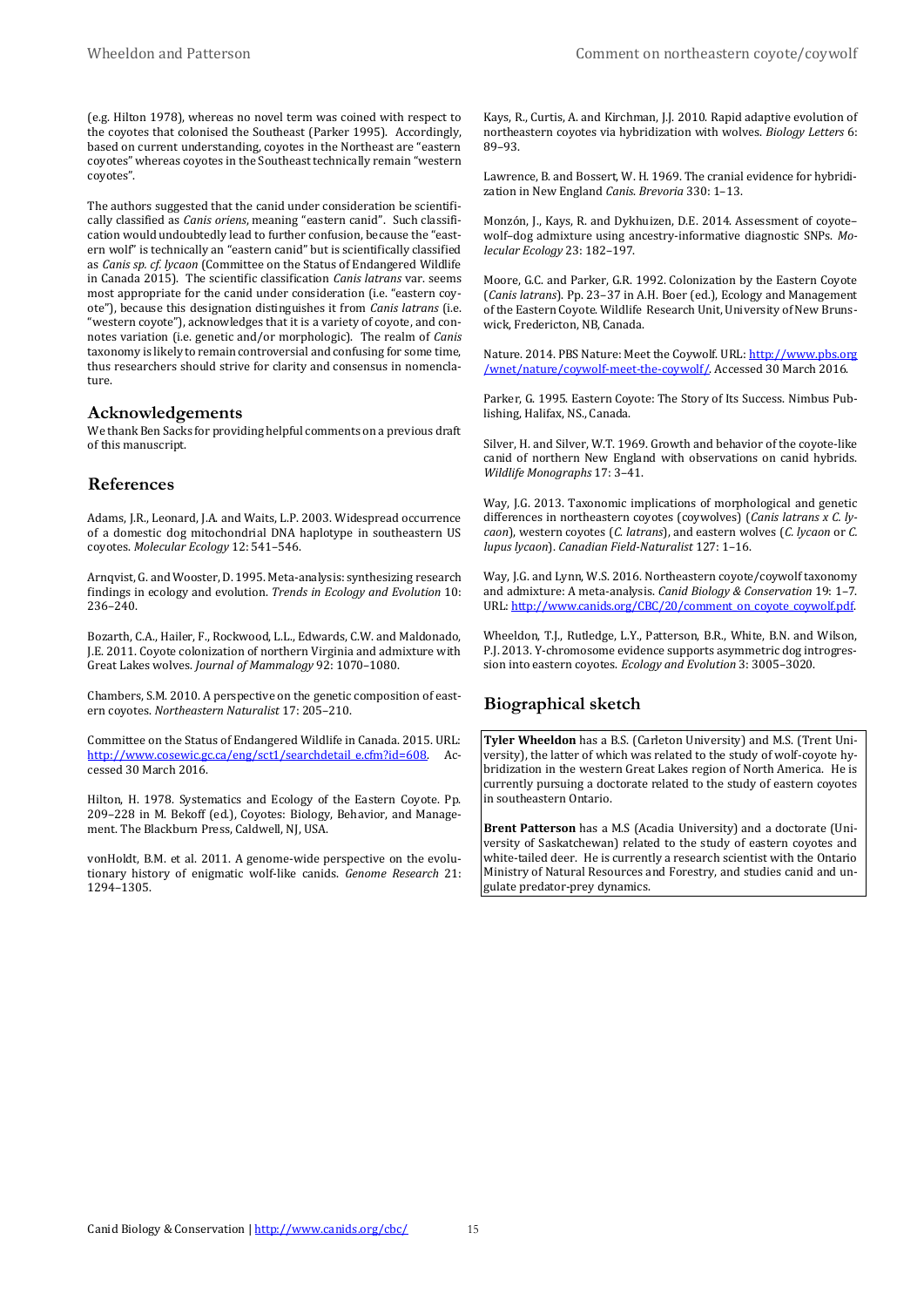(e.g. Hilton 1978), whereas no novel term was coined with respect to the coyotes that colonised the Southeast (Parker 1995). Accordingly, based on current understanding, coyotes in the Northeast are "eastern coyotes" whereas coyotes in the Southeast technically remain "western coyotes".

The authors suggested that the canid under consideration be scientifically classified as *Canis oriens*, meaning "eastern canid". Such classification would undoubtedly lead to further confusion, because the "eastern wolf" is technically an "eastern canid" but is scientifically classified as *Canis sp. cf. lycaon* (Committee on the Status of Endangered Wildlife in Canada 2015). The scientific classification *Canis latrans* var. seems most appropriate for the canid under consideration (i.e. "eastern coyote"), because this designation distinguishes it from *Canis latrans* (i.e. "western coyote"), acknowledges that it is a variety of coyote, and connotes variation (i.e. genetic and/or morphologic). The realm of *Canis* taxonomy is likely to remain controversial and confusing for some time, thus researchers should strive for clarity and consensus in nomenclature.

## Acknowledgements

We thank Ben Sacks for providing helpful comments on a previous draft of this manuscript.

## References

Adams, J.R., Leonard, J.A. and Waits, L.P. 2003. Widespread occurrence of a domestic dog mitochondrial DNA haplotype in southeastern US coyotes. *Molecular Ecology* 12: 541–546.

Arnqvist, G. and Wooster, D. 1995. Meta-analysis: synthesizing research findings in ecology and evolution. *Trends in Ecology and Evolution* 10: 236–240.

Bozarth, C.A., Hailer, F., Rockwood, L.L., Edwards, C.W. and Maldonado, J.E. 2011. Coyote colonization of northern Virginia and admixture with Great Lakes wolves. *Journal of Mammalogy* 92: 1070–1080.

Chambers, S.M. 2010. A perspective on the genetic composition of eastern coyotes. *Northeastern Naturalist* 17: 205–210.

Committee on the Status of Endangered Wildlife in Canada. 2015. URL: http://www.cosewic.gc.ca/eng/sct1/searchdetail_e.cfm?id=608. Accessed 30 March 2016.

Hilton, H. 1978. Systematics and Ecology of the Eastern Coyote. Pp. 209–228 in M. Bekoff (ed.), Coyotes: Biology, Behavior, and Management. The Blackburn Press, Caldwell, NJ, USA.

vonHoldt, B.M. et al. 2011. A genome-wide perspective on the evolutionary history of enigmatic wolf-like canids. *Genome Research* 21: 1294–1305.

Kays, R., Curtis, A. and Kirchman, J.J. 2010. Rapid adaptive evolution of northeastern coyotes via hybridization with wolves. *Biology Letters* 6: 89–93.

Lawrence, B. and Bossert, W. H. 1969. The cranial evidence for hybridization in New England *Canis*. *Brevoria* 330: 1–13.

Monzón, J., Kays, R. and Dykhuizen, D.E. 2014. Assessment of coyote–wolf–dog admixture using ancestry-informative diagnostic SNPs. *Molecular Ecology* 23: 182–197.

Moore, G.C. and Parker, G.R. 1992. Colonization by the Eastern Coyote (*Canis latrans*). Pp. 23–37 in A.H. Boer (ed.), Ecology and Management of the Eastern Coyote. Wildlife Research Unit, University of New Brunswick, Fredericton, NB, Canada.

Nature. 2014. PBS Nature: Meet the Coywolf. URL: http://www.pbs.org/wnet/nature/coywolf-meet-the-coywolf/. Accessed 30 March 2016.

Parker, G. 1995. Eastern Coyote: The Story of Its Success. Nimbus Publishing, Halifax, NS., Canada.

Silver, H. and Silver, W.T. 1969. Growth and behavior of the coyote-like canid of northern New England with observations on canid hybrids. *Wildlife Monographs* 17: 3–41.

Way, J.G. 2013. Taxonomic implications of morphological and genetic differences in northeastern coyotes (coywolves) (*Canis latrans x C. lycaon*), western coyotes (*C. latrans*), and eastern wolves (*C. lycaon* or *C. lupus lycaon*). *Canadian Field-Naturalist* 127: 1–16.

Way, J.G. and Lynn, W.S. 2016. Northeastern coyote/coywolf taxonomy and admixture: A meta-analysis. *Canid Biology & Conservation* 19: 1–7. URL: http://www.canids.org/CBC/20/comment_on_coyote_coywolf.pdf.

Wheeldon, T.J., Rutledge, L.Y., Patterson, B.R., White, B.N. and Wilson, P.J. 2013. Y-chromosome evidence supports asymmetric dog introgression into eastern coyotes. *Ecology and Evolution* 3: 3005–3020.

## Biographical sketch

**Tyler Wheeldon** has a B.S. (Carleton University) and M.S. (Trent University), the latter of which was related to the study of wolf-coyote hybridization in the western Great Lakes region of North America. He is currently pursuing a doctorate related to the study of eastern coyotes in southeastern Ontario.

**Brent Patterson** has a M.S (Acadia University) and a doctorate (University of Saskatchewan) related to the study of eastern coyotes and white-tailed deer. He is currently a research scientist with the Ontario Ministry of Natural Resources and Forestry, and studies canid and ungulate predator-prey dynamics.